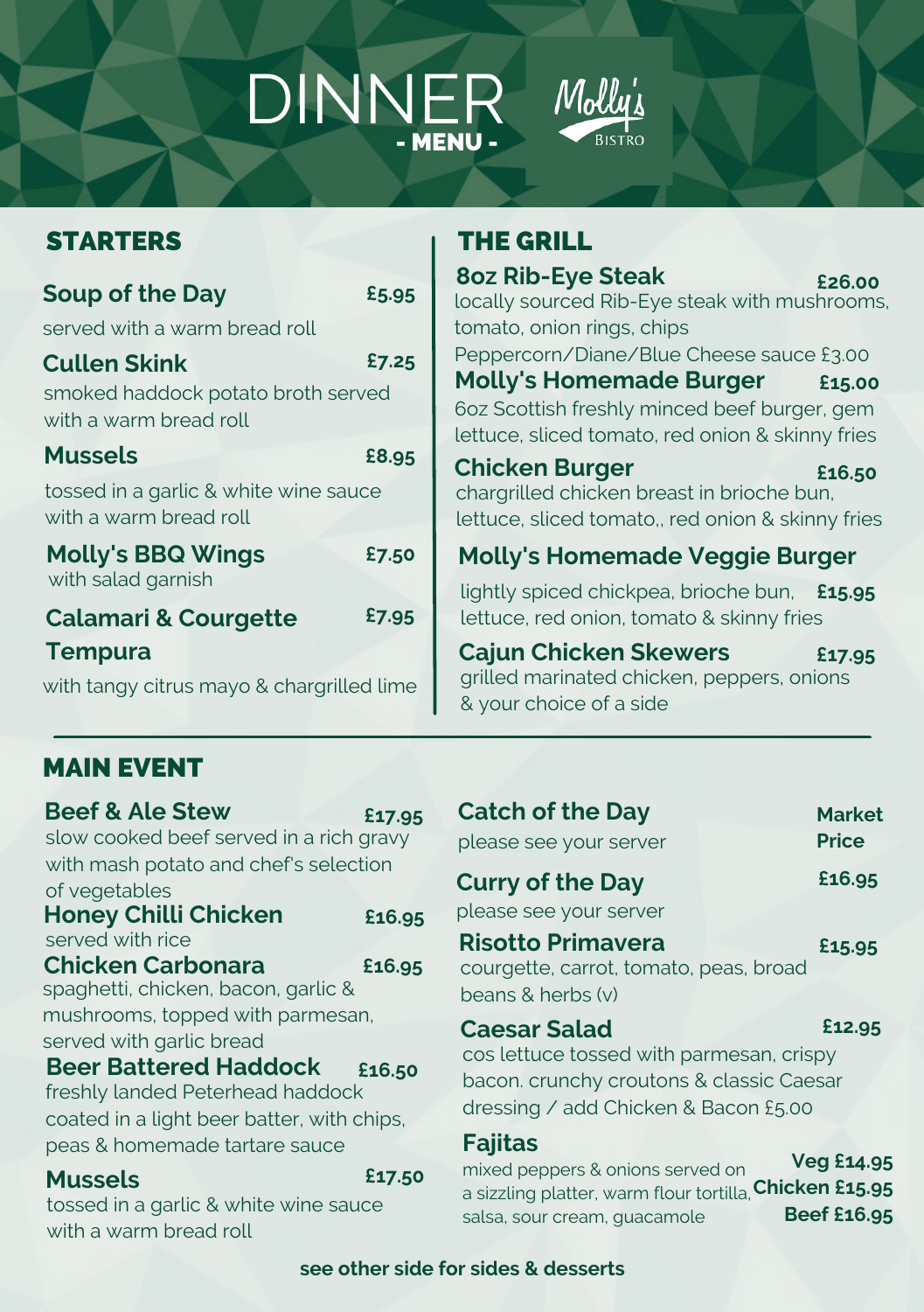# DINNER - MENU -

Molly's BISTRO

## STARTERS

**Soup of the Day** £5.95
served with a warm bread roll

**Cullen Skink** £7.25
smoked haddock potato broth served with a warm bread roll

**Mussels** £8.95
tossed in a garlic & white wine sauce with a warm bread roll

**Molly's BBQ Wings** £7.50
with salad garnish

**Calamari & Courgette Tempura** £7.95
with tangy citrus mayo & chargrilled lime

## THE GRILL

**8oz Rib-Eye Steak** £26.00
locally sourced Rib-Eye steak with mushrooms, tomato, onion rings, chips
Peppercorn/Diane/Blue Cheese sauce £3.00

**Molly's Homemade Burger** £15.00
6oz Scottish freshly minced beef burger, gem lettuce, sliced tomato, red onion & skinny fries

**Chicken Burger** £16.50
chargrilled chicken breast in brioche bun, lettuce, sliced tomato,, red onion & skinny fries

**Molly's Homemade Veggie Burger** £15.95
lightly spiced chickpea, brioche bun, lettuce, red onion, tomato & skinny fries

**Cajun Chicken Skewers** £17.95
grilled marinated chicken, peppers, onions & your choice of a side

## MAIN EVENT

**Beef & Ale Stew** £17.95
slow cooked beef served in a rich gravy with mash potato and chef's selection of vegetables

**Honey Chilli Chicken** £16.95
served with rice

**Chicken Carbonara** £16.95
spaghetti, chicken, bacon, garlic & mushrooms, topped with parmesan, served with garlic bread

**Beer Battered Haddock** £16.50
freshly landed Peterhead haddock coated in a light beer batter, with chips, peas & homemade tartare sauce

**Mussels** £17.50
tossed in a garlic & white wine sauce with a warm bread roll

**Catch of the Day** Market Price
please see your server

**Curry of the Day** £16.95
please see your server

**Risotto Primavera** £15.95
courgette, carrot, tomato, peas, broad beans & herbs (v)

**Caesar Salad** £12.95
cos lettuce tossed with parmesan, crispy bacon. crunchy croutons & classic Caesar dressing / add Chicken & Bacon £5.00

**Fajitas** Veg £14.95 / Chicken £15.95 / Beef £16.95
mixed peppers & onions served on a sizzling platter, warm flour tortilla, salsa, sour cream, guacamole

**see other side for sides & desserts**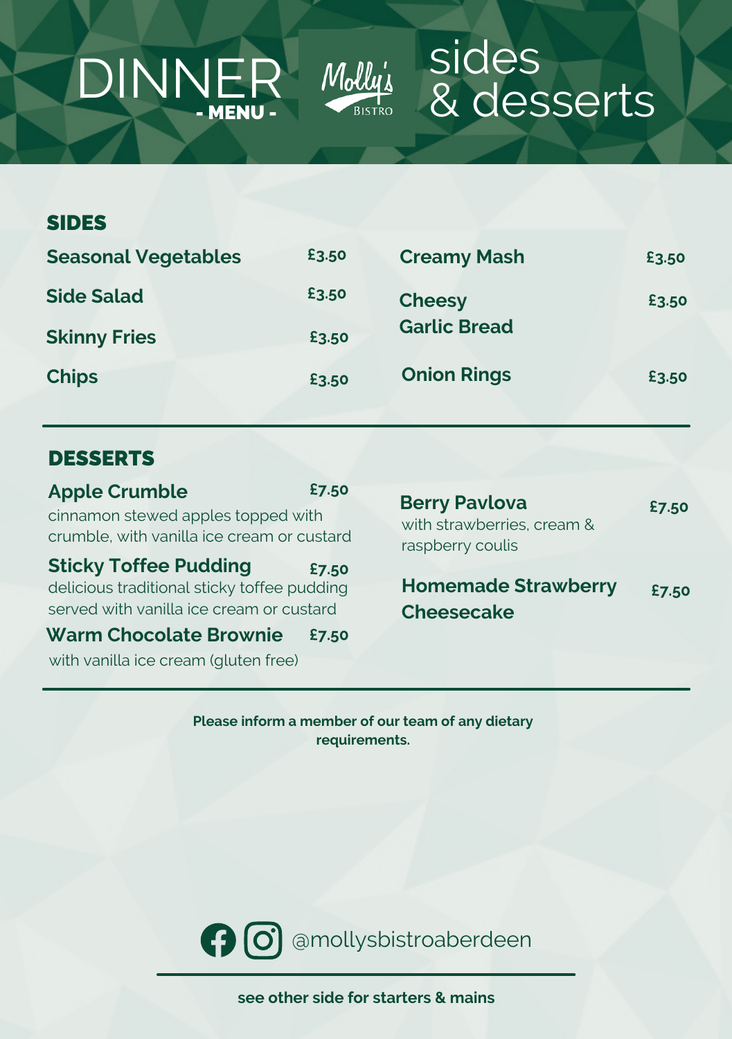# DINNER - MENU - Molly's Bistro sides & desserts

## SIDES

| | |
|---|---|
| **Seasonal Vegetables** | £3.50 |
| **Side Salad** | £3.50 |
| **Skinny Fries** | £3.50 |
| **Chips** | £3.50 |
| **Creamy Mash** | £3.50 |
| **Cheesy Garlic Bread** | £3.50 |
| **Onion Rings** | £3.50 |

## DESSERTS

**Apple Crumble** £7.50
cinnamon stewed apples topped with crumble, with vanilla ice cream or custard

**Sticky Toffee Pudding** £7.50
delicious traditional sticky toffee pudding served with vanilla ice cream or custard

**Warm Chocolate Brownie** £7.50
with vanilla ice cream (gluten free)

**Berry Pavlova** £7.50
with strawberries, cream & raspberry coulis

**Homemade Strawberry Cheesecake** £7.50

**Please inform a member of our team of any dietary requirements.**

@mollysbistroaberdeen

**see other side for starters & mains**